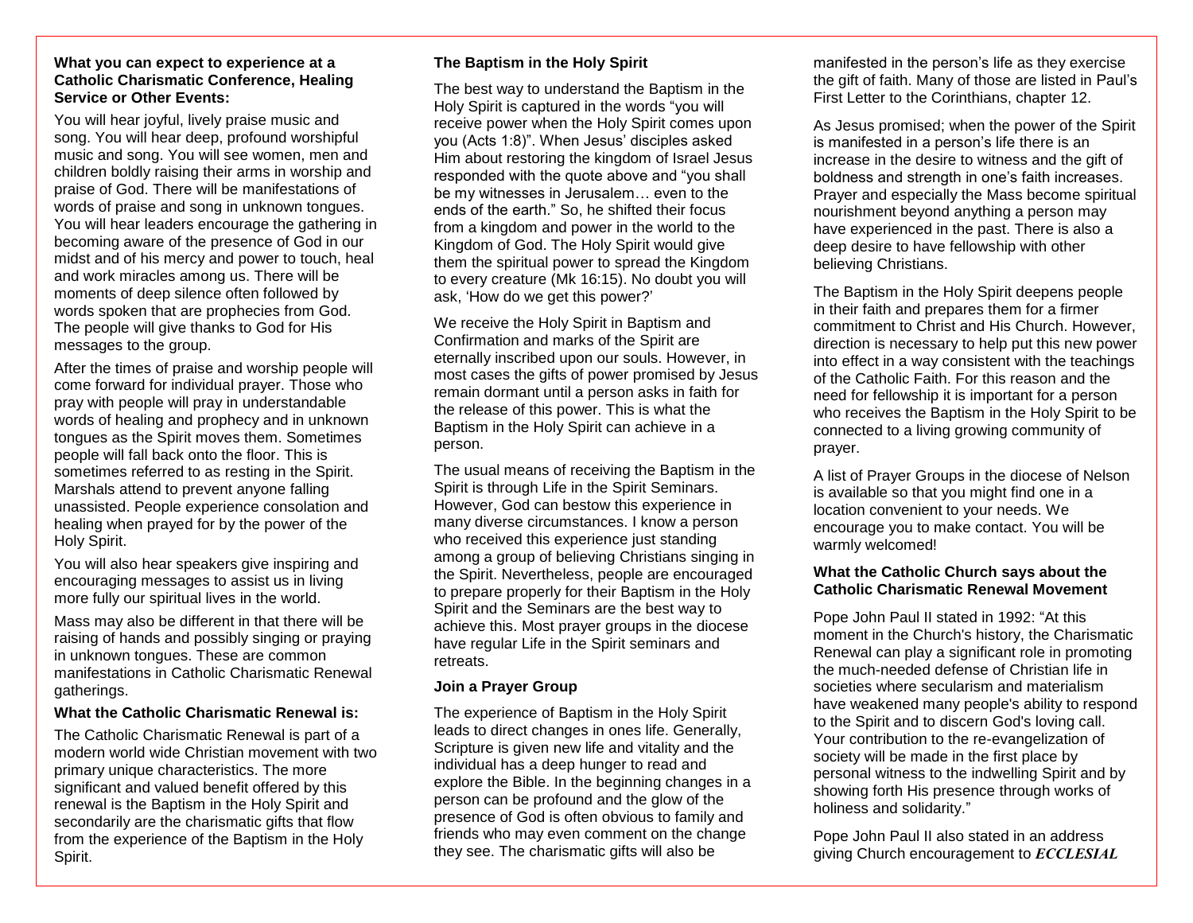**What you can expect to experience at a Catholic Charismatic Conference, Healing Service or Other Events:**

You will hear joyful, lively praise music and song. You will hear deep, profound worshipful music and song. You will see women, men and children boldly raising their arms in worship and praise of God. There will be manifestations of words of praise and song in unknown tongues. You will hear leaders encourage the gathering in becoming aware of the presence of God in our midst and of his mercy and power to touch, heal and work miracles among us. There will be moments of deep silence often followed by words spoken that are prophecies from God. The people will give thanks to God for His messages to the group.

After the times of praise and worship people will come forward for individual prayer. Those who pray with people will pray in understandable words of healing and prophecy and in unknown tongues as the Spirit moves them. Sometimes people will fall back onto the floor. This is sometimes referred to as resting in the Spirit. Marshals attend to prevent anyone falling unassisted. People experience consolation and healing when prayed for by the power of the Holy Spirit.

You will also hear speakers give inspiring and encouraging messages to assist us in living more fully our spiritual lives in the world.

Mass may also be different in that there will be raising of hands and possibly singing or praying in unknown tongues. These are common manifestations in Catholic Charismatic Renewal gatherings.

**What the Catholic Charismatic Renewal is:**

The Catholic Charismatic Renewal is part of a modern world wide Christian movement with two primary unique characteristics. The more significant and valued benefit offered by this renewal is the Baptism in the Holy Spirit and secondarily are the charismatic gifts that flow from the experience of the Baptism in the Holy Spirit.

**The Baptism in the Holy Spirit**

The best way to understand the Baptism in the Holy Spirit is captured in the words "you will receive power when the Holy Spirit comes upon you (Acts 1:8)". When Jesus' disciples asked Him about restoring the kingdom of Israel Jesus responded with the quote above and "you shall be my witnesses in Jerusalem… even to the ends of the earth." So, he shifted their focus from a kingdom and power in the world to the Kingdom of God. The Holy Spirit would give them the spiritual power to spread the Kingdom to every creature (Mk 16:15). No doubt you will ask, 'How do we get this power?'

We receive the Holy Spirit in Baptism and Confirmation and marks of the Spirit are eternally inscribed upon our souls. However, in most cases the gifts of power promised by Jesus remain dormant until a person asks in faith for the release of this power. This is what the Baptism in the Holy Spirit can achieve in a person.

The usual means of receiving the Baptism in the Spirit is through Life in the Spirit Seminars. However, God can bestow this experience in many diverse circumstances. I know a person who received this experience just standing among a group of believing Christians singing in the Spirit. Nevertheless, people are encouraged to prepare properly for their Baptism in the Holy Spirit and the Seminars are the best way to achieve this. Most prayer groups in the diocese have regular Life in the Spirit seminars and retreats.

**Join a Prayer Group**

The experience of Baptism in the Holy Spirit leads to direct changes in ones life. Generally, Scripture is given new life and vitality and the individual has a deep hunger to read and explore the Bible. In the beginning changes in a person can be profound and the glow of the presence of God is often obvious to family and friends who may even comment on the change they see. The charismatic gifts will also be manifested in the person's life as they exercise the gift of faith. Many of those are listed in Paul's First Letter to the Corinthians, chapter 12.

As Jesus promised; when the power of the Spirit is manifested in a person's life there is an increase in the desire to witness and the gift of boldness and strength in one's faith increases. Prayer and especially the Mass become spiritual nourishment beyond anything a person may have experienced in the past. There is also a deep desire to have fellowship with other believing Christians.

The Baptism in the Holy Spirit deepens people in their faith and prepares them for a firmer commitment to Christ and His Church. However, direction is necessary to help put this new power into effect in a way consistent with the teachings of the Catholic Faith. For this reason and the need for fellowship it is important for a person who receives the Baptism in the Holy Spirit to be connected to a living growing community of prayer.

A list of Prayer Groups in the diocese of Nelson is available so that you might find one in a location convenient to your needs. We encourage you to make contact. You will be warmly welcomed!

**What the Catholic Church says about the Catholic Charismatic Renewal Movement**

Pope John Paul II stated in 1992: "At this moment in the Church's history, the Charismatic Renewal can play a significant role in promoting the much-needed defense of Christian life in societies where secularism and materialism have weakened many people's ability to respond to the Spirit and to discern God's loving call. Your contribution to the re-evangelization of society will be made in the first place by personal witness to the indwelling Spirit and by showing forth His presence through works of holiness and solidarity."

Pope John Paul II also stated in an address giving Church encouragement to ***ECCLESIAL***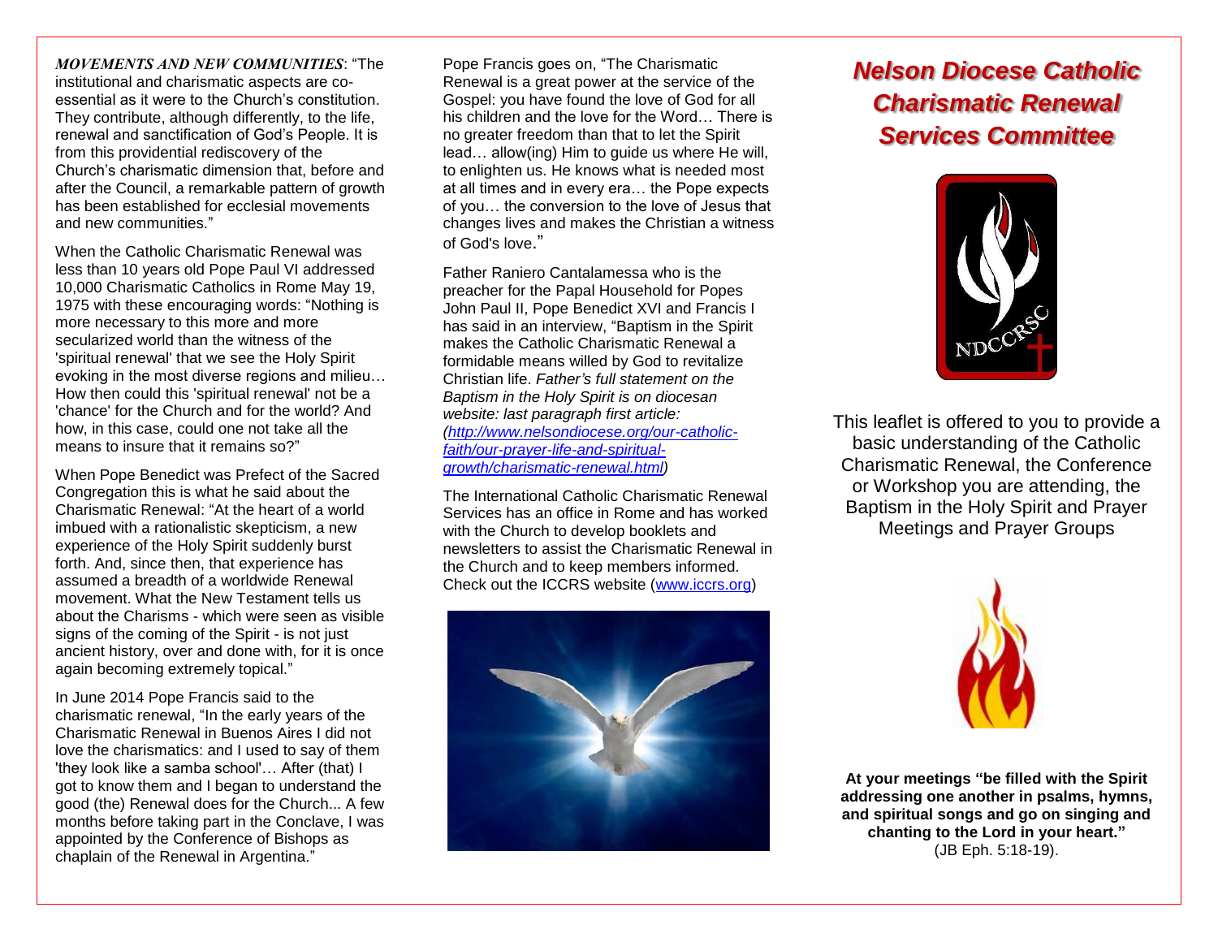***MOVEMENTS AND NEW COMMUNITIES***: "The institutional and charismatic aspects are co-essential as it were to the Church's constitution. They contribute, although differently, to the life, renewal and sanctification of God's People. It is from this providential rediscovery of the Church's charismatic dimension that, before and after the Council, a remarkable pattern of growth has been established for ecclesial movements and new communities."

When the Catholic Charismatic Renewal was less than 10 years old Pope Paul VI addressed 10,000 Charismatic Catholics in Rome May 19, 1975 with these encouraging words: "Nothing is more necessary to this more and more secularized world than the witness of the 'spiritual renewal' that we see the Holy Spirit evoking in the most diverse regions and milieu… How then could this 'spiritual renewal' not be a 'chance' for the Church and for the world? And how, in this case, could one not take all the means to insure that it remains so?"

When Pope Benedict was Prefect of the Sacred Congregation this is what he said about the Charismatic Renewal: "At the heart of a world imbued with a rationalistic skepticism, a new experience of the Holy Spirit suddenly burst forth. And, since then, that experience has assumed a breadth of a worldwide Renewal movement. What the New Testament tells us about the Charisms - which were seen as visible signs of the coming of the Spirit - is not just ancient history, over and done with, for it is once again becoming extremely topical."

In June 2014 Pope Francis said to the charismatic renewal, "In the early years of the Charismatic Renewal in Buenos Aires I did not love the charismatics: and I used to say of them 'they look like a samba school'… After (that) I got to know them and I began to understand the good (the) Renewal does for the Church... A few months before taking part in the Conclave, I was appointed by the Conference of Bishops as chaplain of the Renewal in Argentina."

Pope Francis goes on, "The Charismatic Renewal is a great power at the service of the Gospel: you have found the love of God for all his children and the love for the Word… There is no greater freedom than that to let the Spirit lead… allow(ing) Him to guide us where He will, to enlighten us. He knows what is needed most at all times and in every era… the Pope expects of you… the conversion to the love of Jesus that changes lives and makes the Christian a witness of God's love."

Father Raniero Cantalamessa who is the preacher for the Papal Household for Popes John Paul II, Pope Benedict XVI and Francis I has said in an interview, "Baptism in the Spirit makes the Catholic Charismatic Renewal a formidable means willed by God to revitalize Christian life. *Father's full statement on the Baptism in the Holy Spirit is on diocesan website: last paragraph first article: (http://www.nelsondiocese.org/our-catholic-faith/our-prayer-life-and-spiritual-growth/charismatic-renewal.html)*

The International Catholic Charismatic Renewal Services has an office in Rome and has worked with the Church to develop booklets and newsletters to assist the Charismatic Renewal in the Church and to keep members informed. Check out the ICCRS website (www.iccrs.org)

# *Nelson Diocese Catholic Charismatic Renewal Services Committee*

NDCCRSC

This leaflet is offered to you to provide a basic understanding of the Catholic Charismatic Renewal, the Conference or Workshop you are attending, the Baptism in the Holy Spirit and Prayer Meetings and Prayer Groups

**At your meetings "be filled with the Spirit addressing one another in psalms, hymns, and spiritual songs and go on singing and chanting to the Lord in your heart."** (JB Eph. 5:18-19).